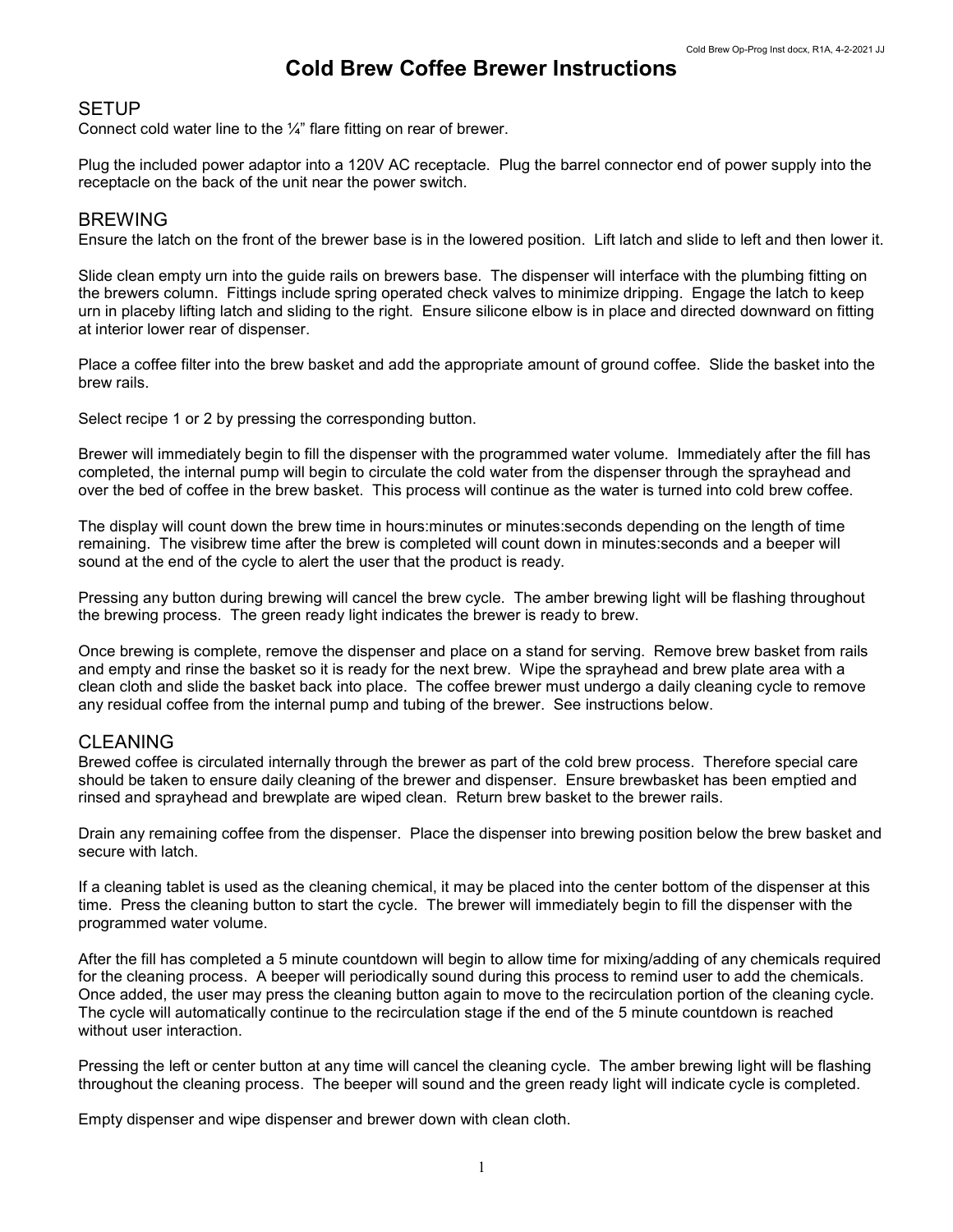# Cold Brew Coffee Brewer Instructions

## SETUP

Connect cold water line to the ¼" flare fitting on rear of brewer.

Plug the included power adaptor into a 120V AC receptacle. Plug the barrel connector end of power supply into the receptacle on the back of the unit near the power switch.

## BREWING

Ensure the latch on the front of the brewer base is in the lowered position. Lift latch and slide to left and then lower it.

Slide clean empty urn into the guide rails on brewers base. The dispenser will interface with the plumbing fitting on the brewers column. Fittings include spring operated check valves to minimize dripping. Engage the latch to keep urn in placeby lifting latch and sliding to the right. Ensure silicone elbow is in place and directed downward on fitting at interior lower rear of dispenser.

Place a coffee filter into the brew basket and add the appropriate amount of ground coffee. Slide the basket into the brew rails.

Select recipe 1 or 2 by pressing the corresponding button.

Brewer will immediately begin to fill the dispenser with the programmed water volume. Immediately after the fill has completed, the internal pump will begin to circulate the cold water from the dispenser through the sprayhead and over the bed of coffee in the brew basket. This process will continue as the water is turned into cold brew coffee.

The display will count down the brew time in hours:minutes or minutes:seconds depending on the length of time remaining. The visibrew time after the brew is completed will count down in minutes:seconds and a beeper will sound at the end of the cycle to alert the user that the product is ready.

Pressing any button during brewing will cancel the brew cycle. The amber brewing light will be flashing throughout the brewing process. The green ready light indicates the brewer is ready to brew.

Once brewing is complete, remove the dispenser and place on a stand for serving. Remove brew basket from rails and empty and rinse the basket so it is ready for the next brew. Wipe the sprayhead and brew plate area with a clean cloth and slide the basket back into place. The coffee brewer must undergo a daily cleaning cycle to remove any residual coffee from the internal pump and tubing of the brewer. See instructions below.

## CLEANING

Brewed coffee is circulated internally through the brewer as part of the cold brew process. Therefore special care should be taken to ensure daily cleaning of the brewer and dispenser. Ensure brewbasket has been emptied and rinsed and sprayhead and brewplate are wiped clean. Return brew basket to the brewer rails.

Drain any remaining coffee from the dispenser. Place the dispenser into brewing position below the brew basket and secure with latch.

If a cleaning tablet is used as the cleaning chemical, it may be placed into the center bottom of the dispenser at this time. Press the cleaning button to start the cycle. The brewer will immediately begin to fill the dispenser with the programmed water volume.

After the fill has completed a 5 minute countdown will begin to allow time for mixing/adding of any chemicals required for the cleaning process. A beeper will periodically sound during this process to remind user to add the chemicals. Once added, the user may press the cleaning button again to move to the recirculation portion of the cleaning cycle. The cycle will automatically continue to the recirculation stage if the end of the 5 minute countdown is reached without user interaction.

Pressing the left or center button at any time will cancel the cleaning cycle. The amber brewing light will be flashing throughout the cleaning process. The beeper will sound and the green ready light will indicate cycle is completed.

Empty dispenser and wipe dispenser and brewer down with clean cloth.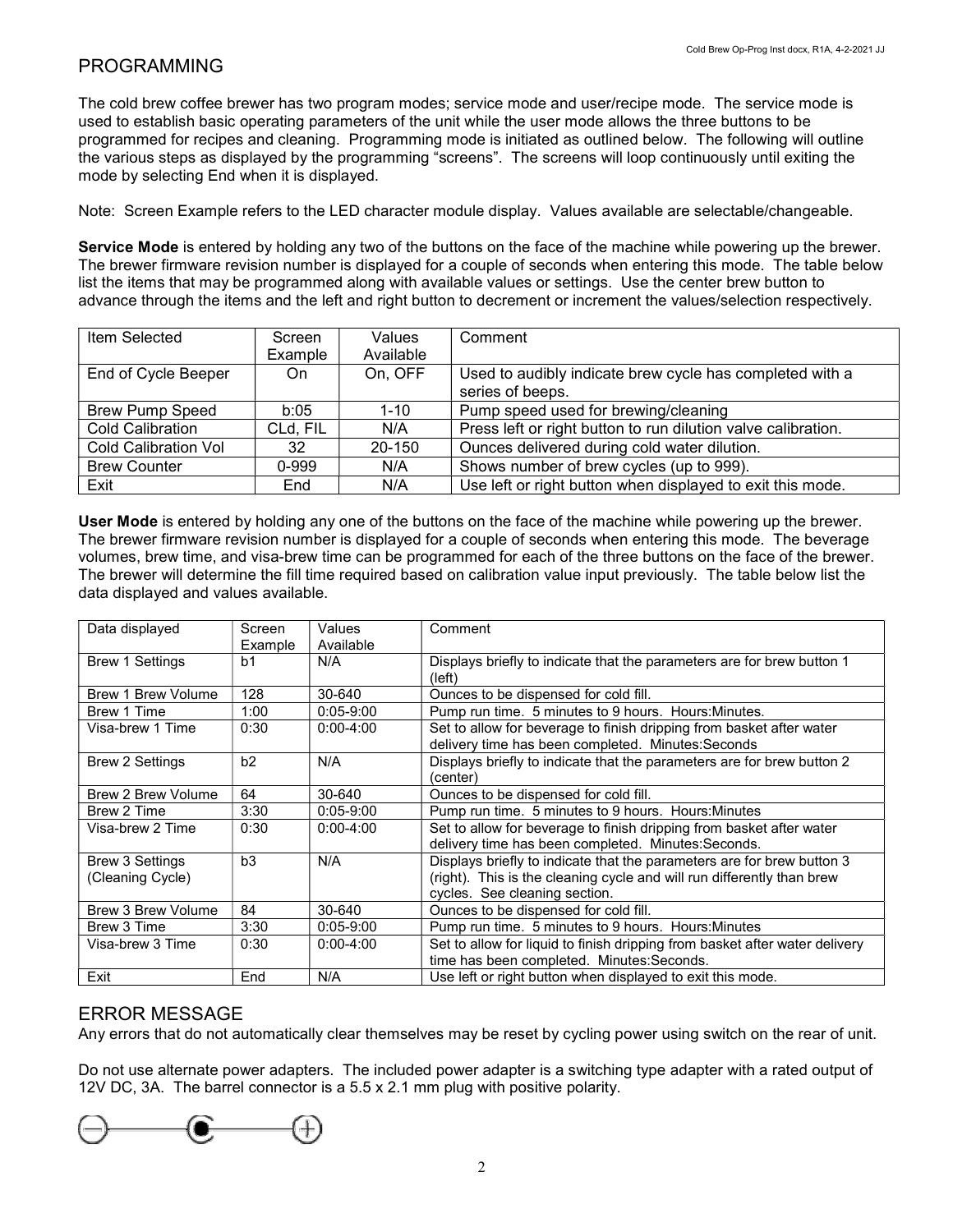## PROGRAMMING

The cold brew coffee brewer has two program modes; service mode and user/recipe mode. The service mode is used to establish basic operating parameters of the unit while the user mode allows the three buttons to be programmed for recipes and cleaning. Programming mode is initiated as outlined below. The following will outline the various steps as displayed by the programming "screens". The screens will loop continuously until exiting the mode by selecting End when it is displayed.

Note: Screen Example refers to the LED character module display. Values available are selectable/changeable.

**Service Mode** is entered by holding any two of the buttons on the face of the machine while powering up the brewer. The brewer firmware revision number is displayed for a couple of seconds when entering this mode. The table below list the items that may be programmed along with available values or settings. Use the center brew button to advance through the items and the left and right button to decrement or increment the values/selection respectively.

| Item Selected | Screen Example | Values Available | Comment |
|---|---|---|---|
| End of Cycle Beeper | On | On, OFF | Used to audibly indicate brew cycle has completed with a series of beeps. |
| Brew Pump Speed | b:05 | 1-10 | Pump speed used for brewing/cleaning |
| Cold Calibration | CLd, FIL | N/A | Press left or right button to run dilution valve calibration. |
| Cold Calibration Vol | 32 | 20-150 | Ounces delivered during cold water dilution. |
| Brew Counter | 0-999 | N/A | Shows number of brew cycles (up to 999). |
| Exit | End | N/A | Use left or right button when displayed to exit this mode. |

**User Mode** is entered by holding any one of the buttons on the face of the machine while powering up the brewer. The brewer firmware revision number is displayed for a couple of seconds when entering this mode. The beverage volumes, brew time, and visa-brew time can be programmed for each of the three buttons on the face of the brewer. The brewer will determine the fill time required based on calibration value input previously. The table below list the data displayed and values available.

| Data displayed | Screen Example | Values Available | Comment |
|---|---|---|---|
| Brew 1 Settings | b1 | N/A | Displays briefly to indicate that the parameters are for brew button 1 (left) |
| Brew 1 Brew Volume | 128 | 30-640 | Ounces to be dispensed for cold fill. |
| Brew 1 Time | 1:00 | 0:05-9:00 | Pump run time. 5 minutes to 9 hours. Hours:Minutes. |
| Visa-brew 1 Time | 0:30 | 0:00-4:00 | Set to allow for beverage to finish dripping from basket after water delivery time has been completed. Minutes:Seconds |
| Brew 2 Settings | b2 | N/A | Displays briefly to indicate that the parameters are for brew button 2 (center) |
| Brew 2 Brew Volume | 64 | 30-640 | Ounces to be dispensed for cold fill. |
| Brew 2 Time | 3:30 | 0:05-9:00 | Pump run time. 5 minutes to 9 hours. Hours:Minutes |
| Visa-brew 2 Time | 0:30 | 0:00-4:00 | Set to allow for beverage to finish dripping from basket after water delivery time has been completed. Minutes:Seconds. |
| Brew 3 Settings (Cleaning Cycle) | b3 | N/A | Displays briefly to indicate that the parameters are for brew button 3 (right). This is the cleaning cycle and will run differently than brew cycles. See cleaning section. |
| Brew 3 Brew Volume | 84 | 30-640 | Ounces to be dispensed for cold fill. |
| Brew 3 Time | 3:30 | 0:05-9:00 | Pump run time. 5 minutes to 9 hours. Hours:Minutes |
| Visa-brew 3 Time | 0:30 | 0:00-4:00 | Set to allow for liquid to finish dripping from basket after water delivery time has been completed. Minutes:Seconds. |
| Exit | End | N/A | Use left or right button when displayed to exit this mode. |

## ERROR MESSAGE

Any errors that do not automatically clear themselves may be reset by cycling power using switch on the rear of unit.

Do not use alternate power adapters. The included power adapter is a switching type adapter with a rated output of 12V DC, 3A. The barrel connector is a 5.5 x 2.1 mm plug with positive polarity.